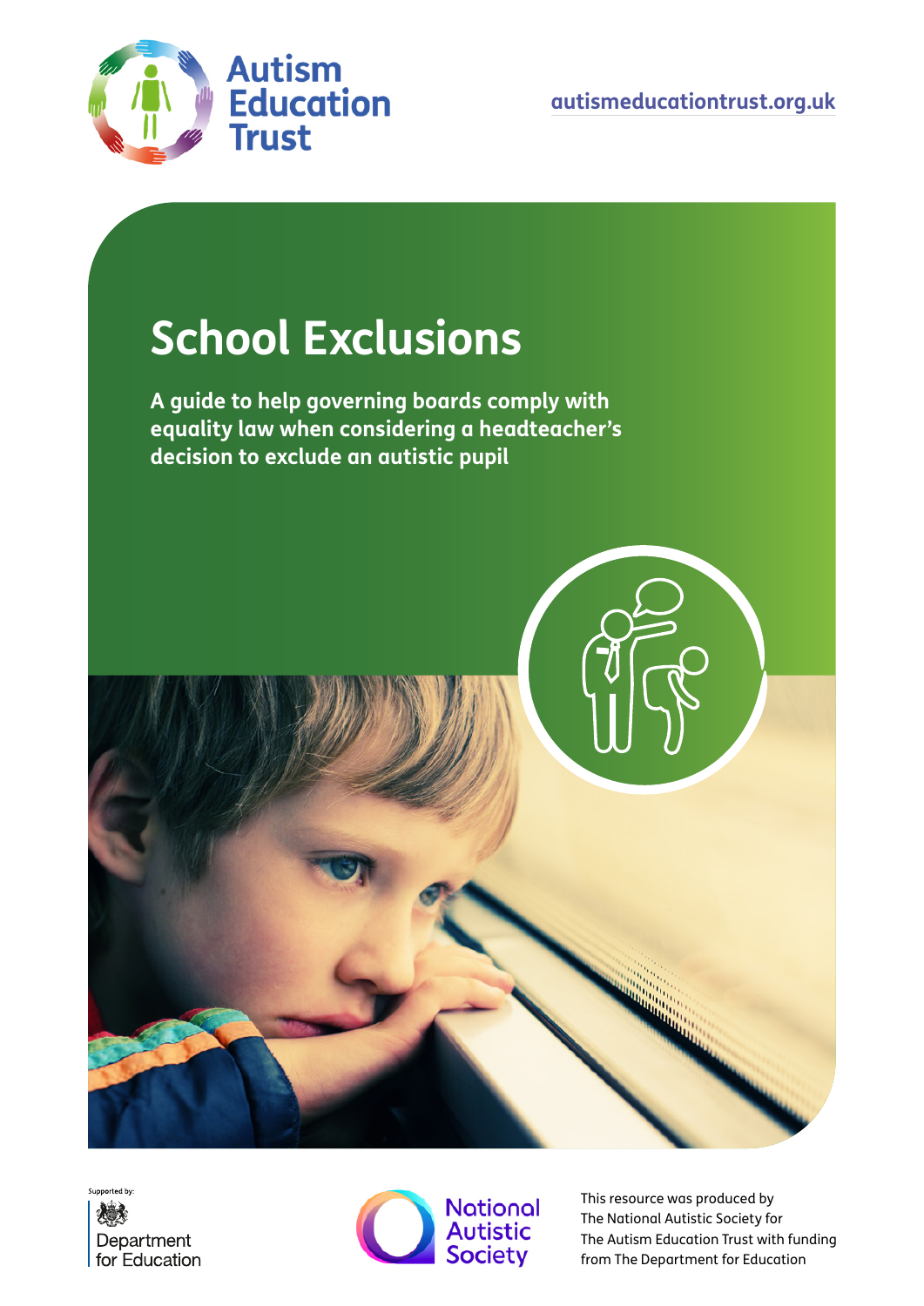Autism Education Trust

autismeducationtrust.org.uk

# School Exclusions

**A guide to help governing boards comply with equality law when considering a headteacher's decision to exclude an autistic pupil**

Supported by: Department for Education

National Autistic Society

This resource was produced by The National Autistic Society for The Autism Education Trust with funding from The Department for Education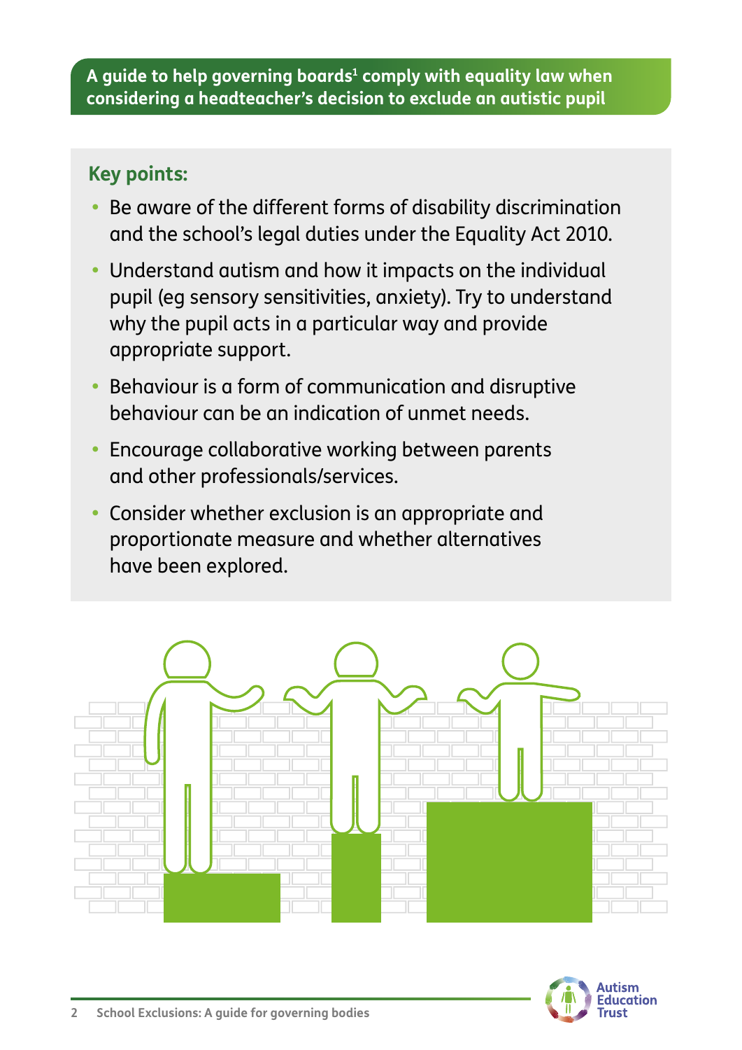## A guide to help governing boards[1] comply with equality law when considering a headteacher's decision to exclude an autistic pupil

### Key points:

- Be aware of the different forms of disability discrimination and the school's legal duties under the Equality Act 2010.
- Understand autism and how it impacts on the individual pupil (eg sensory sensitivities, anxiety). Try to understand why the pupil acts in a particular way and provide appropriate support.
- Behaviour is a form of communication and disruptive behaviour can be an indication of unmet needs.
- Encourage collaborative working between parents and other professionals/services.
- Consider whether exclusion is an appropriate and proportionate measure and whether alternatives have been explored.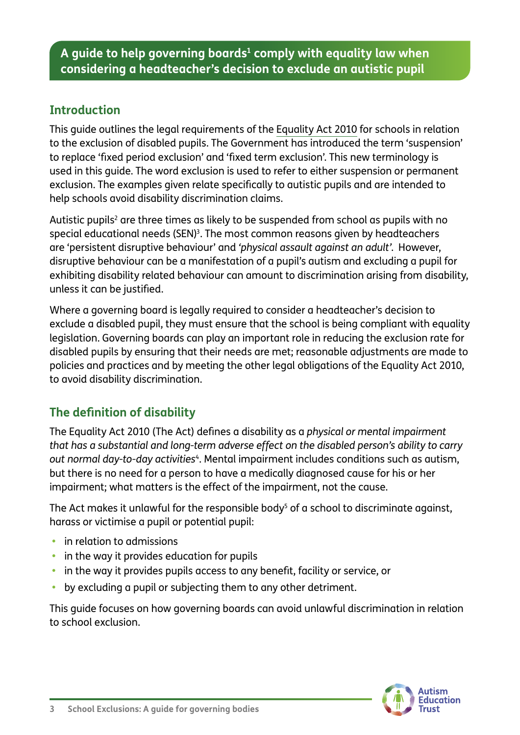## A guide to help governing boards[1] comply with equality law when considering a headteacher's decision to exclude an autistic pupil

### Introduction

This guide outlines the legal requirements of the Equality Act 2010 for schools in relation to the exclusion of disabled pupils. The Government has introduced the term 'suspension' to replace 'fixed period exclusion' and 'fixed term exclusion'. This new terminology is used in this guide. The word exclusion is used to refer to either suspension or permanent exclusion. The examples given relate specifically to autistic pupils and are intended to help schools avoid disability discrimination claims.

Autistic pupils[2] are three times as likely to be suspended from school as pupils with no special educational needs (SEN)[3]. The most common reasons given by headteachers are 'persistent disruptive behaviour' and *'physical assault against an adult'*. However, disruptive behaviour can be a manifestation of a pupil's autism and excluding a pupil for exhibiting disability related behaviour can amount to discrimination arising from disability, unless it can be justified.

Where a governing board is legally required to consider a headteacher's decision to exclude a disabled pupil, they must ensure that the school is being compliant with equality legislation. Governing boards can play an important role in reducing the exclusion rate for disabled pupils by ensuring that their needs are met; reasonable adjustments are made to policies and practices and by meeting the other legal obligations of the Equality Act 2010, to avoid disability discrimination.

### The definition of disability

The Equality Act 2010 (The Act) defines a disability as a *physical or mental impairment that has a substantial and long-term adverse effect on the disabled person's ability to carry out normal day-to-day activities*[4]. Mental impairment includes conditions such as autism, but there is no need for a person to have a medically diagnosed cause for his or her impairment; what matters is the effect of the impairment, not the cause.

The Act makes it unlawful for the responsible body[5] of a school to discriminate against, harass or victimise a pupil or potential pupil:

- in relation to admissions
- in the way it provides education for pupils
- in the way it provides pupils access to any benefit, facility or service, or
- by excluding a pupil or subjecting them to any other detriment.

This guide focuses on how governing boards can avoid unlawful discrimination in relation to school exclusion.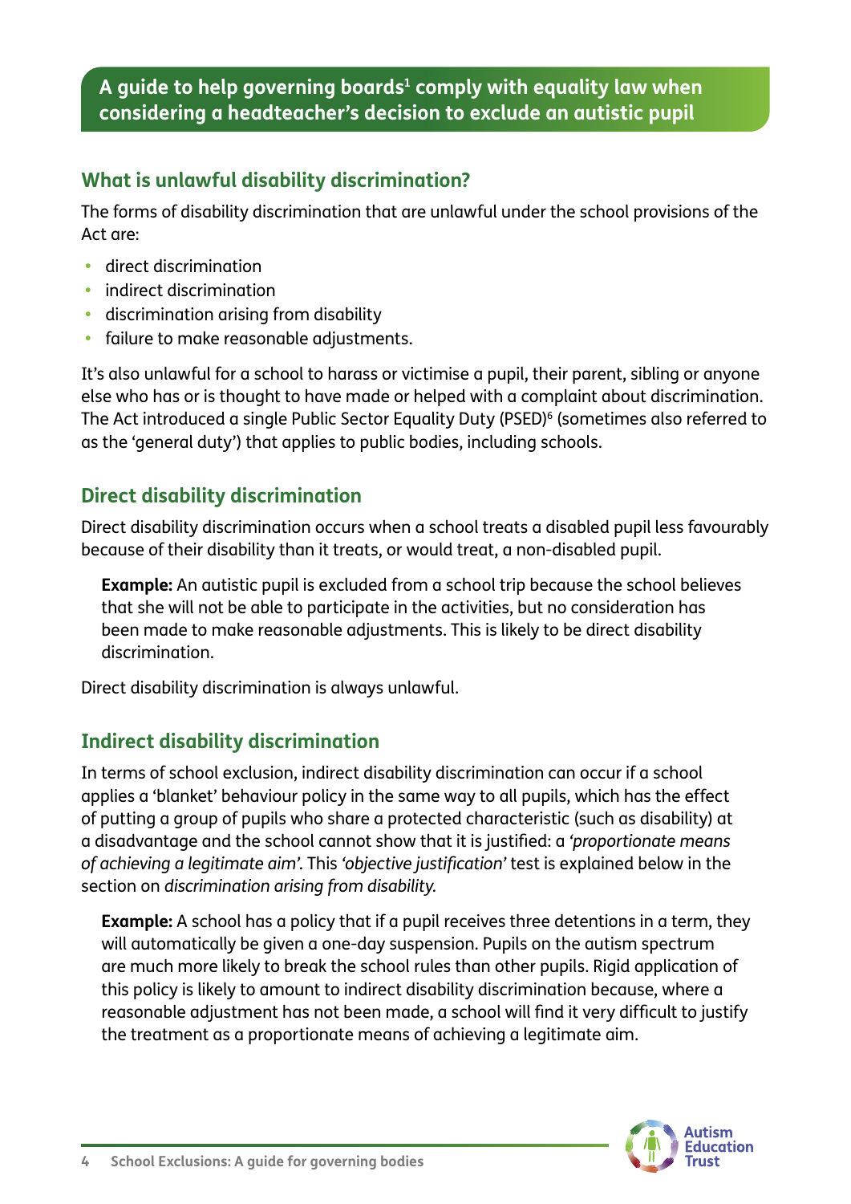## A guide to help governing boards[1] comply with equality law when considering a headteacher's decision to exclude an autistic pupil

### What is unlawful disability discrimination?

The forms of disability discrimination that are unlawful under the school provisions of the Act are:

- direct discrimination
- indirect discrimination
- discrimination arising from disability
- failure to make reasonable adjustments.

It's also unlawful for a school to harass or victimise a pupil, their parent, sibling or anyone else who has or is thought to have made or helped with a complaint about discrimination. The Act introduced a single Public Sector Equality Duty (PSED)[6] (sometimes also referred to as the 'general duty') that applies to public bodies, including schools.

### Direct disability discrimination

Direct disability discrimination occurs when a school treats a disabled pupil less favourably because of their disability than it treats, or would treat, a non-disabled pupil.

> **Example:** An autistic pupil is excluded from a school trip because the school believes that she will not be able to participate in the activities, but no consideration has been made to make reasonable adjustments. This is likely to be direct disability discrimination.

Direct disability discrimination is always unlawful.

### Indirect disability discrimination

In terms of school exclusion, indirect disability discrimination can occur if a school applies a 'blanket' behaviour policy in the same way to all pupils, which has the effect of putting a group of pupils who share a protected characteristic (such as disability) at a disadvantage and the school cannot show that it is justified: a *'proportionate means of achieving a legitimate aim'*. This *'objective justification'* test is explained below in the section on *discrimination arising from disability.*

> **Example:** A school has a policy that if a pupil receives three detentions in a term, they will automatically be given a one-day suspension. Pupils on the autism spectrum are much more likely to break the school rules than other pupils. Rigid application of this policy is likely to amount to indirect disability discrimination because, where a reasonable adjustment has not been made, a school will find it very difficult to justify the treatment as a proportionate means of achieving a legitimate aim.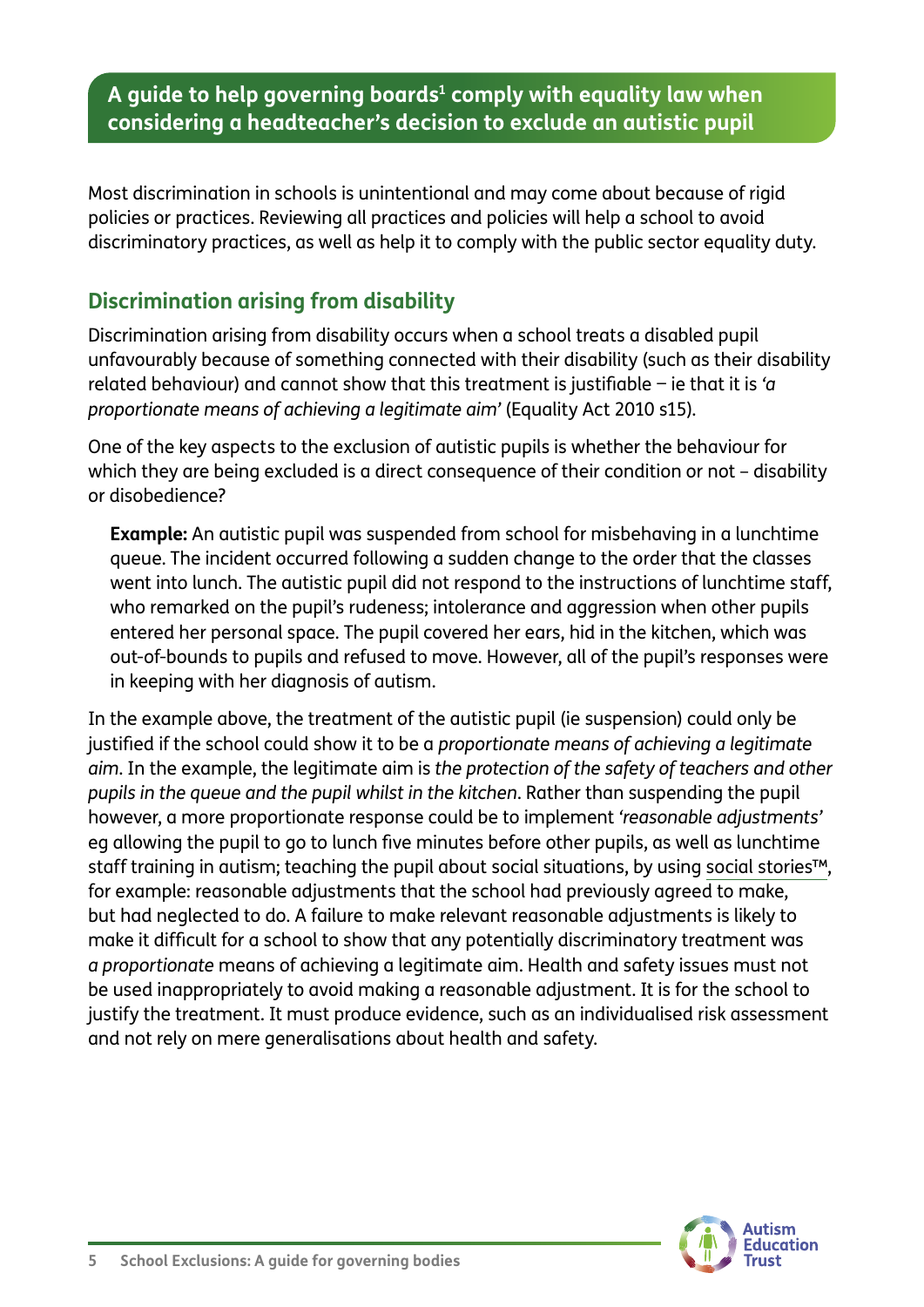## A guide to help governing boards[1] comply with equality law when considering a headteacher's decision to exclude an autistic pupil

Most discrimination in schools is unintentional and may come about because of rigid policies or practices. Reviewing all practices and policies will help a school to avoid discriminatory practices, as well as help it to comply with the public sector equality duty.

### Discrimination arising from disability

Discrimination arising from disability occurs when a school treats a disabled pupil unfavourably because of something connected with their disability (such as their disability related behaviour) and cannot show that this treatment is justifiable – ie that it is *'a proportionate means of achieving a legitimate aim'* (Equality Act 2010 s15).

One of the key aspects to the exclusion of autistic pupils is whether the behaviour for which they are being excluded is a direct consequence of their condition or not – disability or disobedience?

> **Example:** An autistic pupil was suspended from school for misbehaving in a lunchtime queue. The incident occurred following a sudden change to the order that the classes went into lunch. The autistic pupil did not respond to the instructions of lunchtime staff, who remarked on the pupil's rudeness; intolerance and aggression when other pupils entered her personal space. The pupil covered her ears, hid in the kitchen, which was out-of-bounds to pupils and refused to move. However, all of the pupil's responses were in keeping with her diagnosis of autism.

In the example above, the treatment of the autistic pupil (ie suspension) could only be justified if the school could show it to be a *proportionate means of achieving a legitimate aim*. In the example, the legitimate aim is *the protection of the safety of teachers and other pupils in the queue and the pupil whilst in the kitchen*. Rather than suspending the pupil however, a more proportionate response could be to implement *'reasonable adjustments'* eg allowing the pupil to go to lunch five minutes before other pupils, as well as lunchtime staff training in autism; teaching the pupil about social situations, by using social stories™, for example: reasonable adjustments that the school had previously agreed to make, but had neglected to do. A failure to make relevant reasonable adjustments is likely to make it difficult for a school to show that any potentially discriminatory treatment was *a proportionate* means of achieving a legitimate aim. Health and safety issues must not be used inappropriately to avoid making a reasonable adjustment. It is for the school to justify the treatment. It must produce evidence, such as an individualised risk assessment and not rely on mere generalisations about health and safety.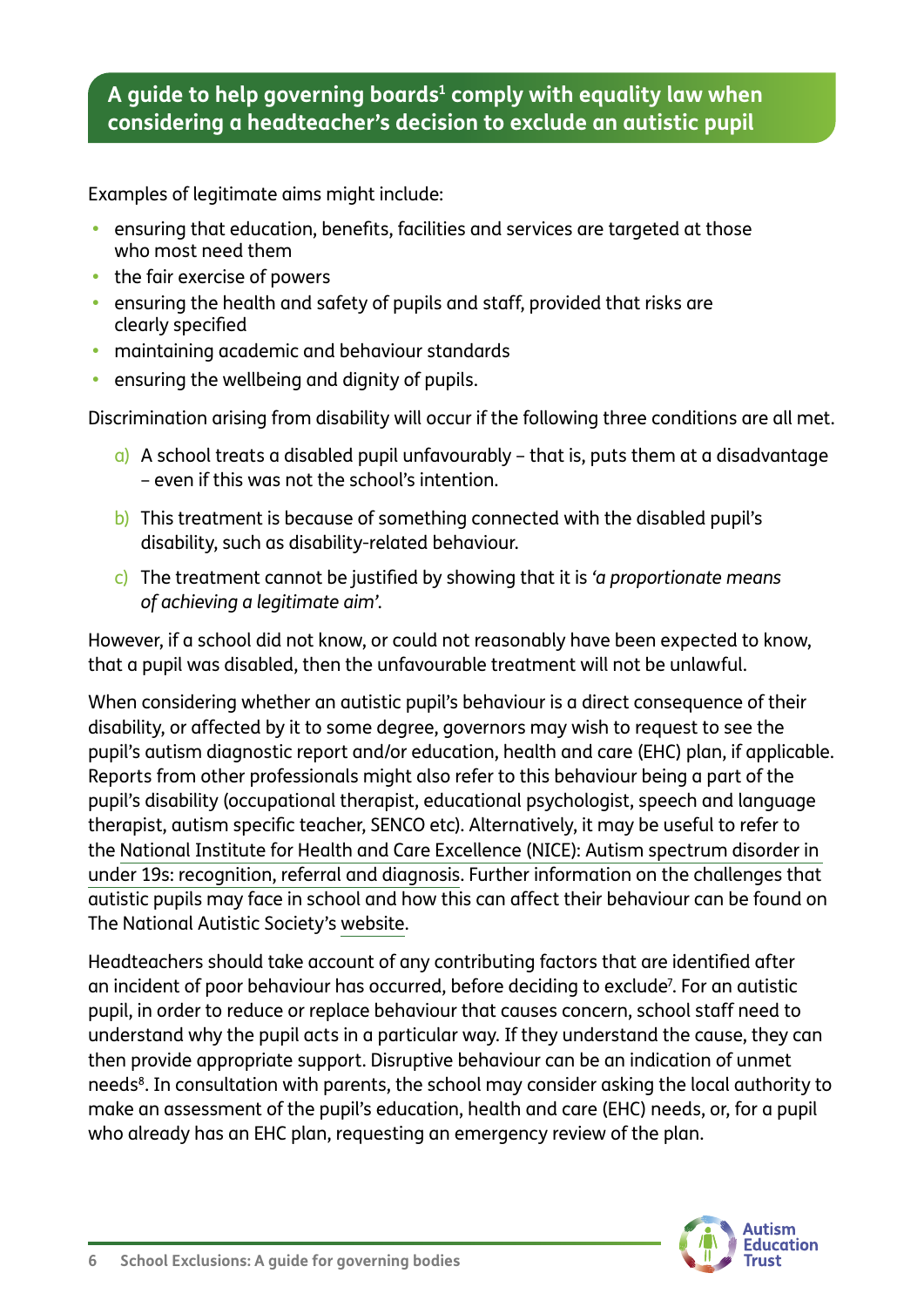## A guide to help governing boards[1] comply with equality law when considering a headteacher's decision to exclude an autistic pupil

Examples of legitimate aims might include:

- ensuring that education, benefits, facilities and services are targeted at those who most need them
- the fair exercise of powers
- ensuring the health and safety of pupils and staff, provided that risks are clearly specified
- maintaining academic and behaviour standards
- ensuring the wellbeing and dignity of pupils.

Discrimination arising from disability will occur if the following three conditions are all met.

a) A school treats a disabled pupil unfavourably – that is, puts them at a disadvantage – even if this was not the school's intention.

b) This treatment is because of something connected with the disabled pupil's disability, such as disability-related behaviour.

c) The treatment cannot be justified by showing that it is *'a proportionate means of achieving a legitimate aim'*.

However, if a school did not know, or could not reasonably have been expected to know, that a pupil was disabled, then the unfavourable treatment will not be unlawful.

When considering whether an autistic pupil's behaviour is a direct consequence of their disability, or affected by it to some degree, governors may wish to request to see the pupil's autism diagnostic report and/or education, health and care (EHC) plan, if applicable. Reports from other professionals might also refer to this behaviour being a part of the pupil's disability (occupational therapist, educational psychologist, speech and language therapist, autism specific teacher, SENCO etc). Alternatively, it may be useful to refer to the National Institute for Health and Care Excellence (NICE): Autism spectrum disorder in under 19s: recognition, referral and diagnosis. Further information on the challenges that autistic pupils may face in school and how this can affect their behaviour can be found on The National Autistic Society's website.

Headteachers should take account of any contributing factors that are identified after an incident of poor behaviour has occurred, before deciding to exclude[7]. For an autistic pupil, in order to reduce or replace behaviour that causes concern, school staff need to understand why the pupil acts in a particular way. If they understand the cause, they can then provide appropriate support. Disruptive behaviour can be an indication of unmet needs[8]. In consultation with parents, the school may consider asking the local authority to make an assessment of the pupil's education, health and care (EHC) needs, or, for a pupil who already has an EHC plan, requesting an emergency review of the plan.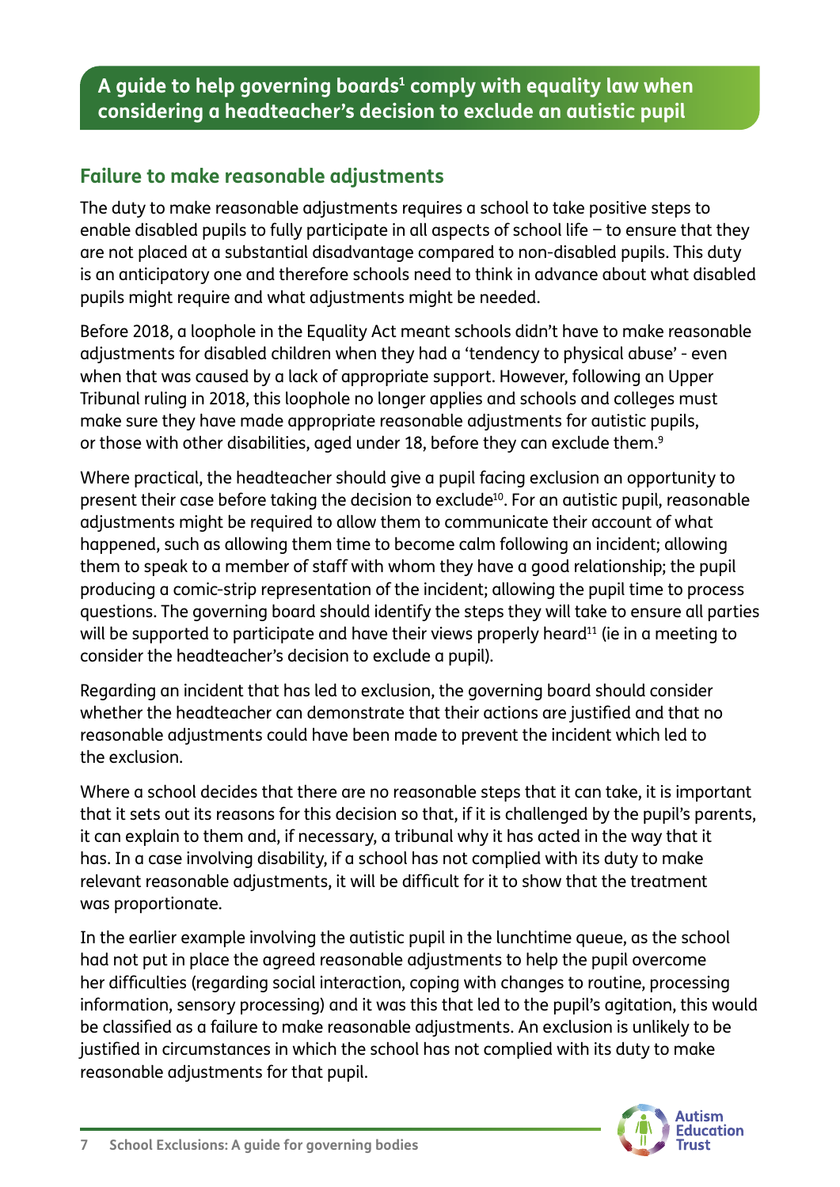## A guide to help governing boards[1] comply with equality law when considering a headteacher's decision to exclude an autistic pupil

### Failure to make reasonable adjustments

The duty to make reasonable adjustments requires a school to take positive steps to enable disabled pupils to fully participate in all aspects of school life – to ensure that they are not placed at a substantial disadvantage compared to non-disabled pupils. This duty is an anticipatory one and therefore schools need to think in advance about what disabled pupils might require and what adjustments might be needed.

Before 2018, a loophole in the Equality Act meant schools didn't have to make reasonable adjustments for disabled children when they had a 'tendency to physical abuse' - even when that was caused by a lack of appropriate support. However, following an Upper Tribunal ruling in 2018, this loophole no longer applies and schools and colleges must make sure they have made appropriate reasonable adjustments for autistic pupils, or those with other disabilities, aged under 18, before they can exclude them.[9]

Where practical, the headteacher should give a pupil facing exclusion an opportunity to present their case before taking the decision to exclude[10]. For an autistic pupil, reasonable adjustments might be required to allow them to communicate their account of what happened, such as allowing them time to become calm following an incident; allowing them to speak to a member of staff with whom they have a good relationship; the pupil producing a comic-strip representation of the incident; allowing the pupil time to process questions. The governing board should identify the steps they will take to ensure all parties will be supported to participate and have their views properly heard[11] (ie in a meeting to consider the headteacher's decision to exclude a pupil).

Regarding an incident that has led to exclusion, the governing board should consider whether the headteacher can demonstrate that their actions are justified and that no reasonable adjustments could have been made to prevent the incident which led to the exclusion.

Where a school decides that there are no reasonable steps that it can take, it is important that it sets out its reasons for this decision so that, if it is challenged by the pupil's parents, it can explain to them and, if necessary, a tribunal why it has acted in the way that it has. In a case involving disability, if a school has not complied with its duty to make relevant reasonable adjustments, it will be difficult for it to show that the treatment was proportionate.

In the earlier example involving the autistic pupil in the lunchtime queue, as the school had not put in place the agreed reasonable adjustments to help the pupil overcome her difficulties (regarding social interaction, coping with changes to routine, processing information, sensory processing) and it was this that led to the pupil's agitation, this would be classified as a failure to make reasonable adjustments. An exclusion is unlikely to be justified in circumstances in which the school has not complied with its duty to make reasonable adjustments for that pupil.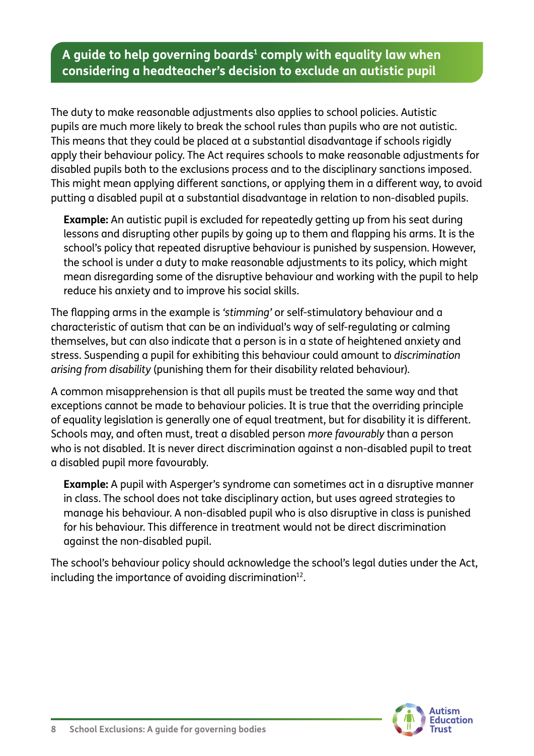## A guide to help governing boards[1] comply with equality law when considering a headteacher's decision to exclude an autistic pupil

The duty to make reasonable adjustments also applies to school policies. Autistic pupils are much more likely to break the school rules than pupils who are not autistic. This means that they could be placed at a substantial disadvantage if schools rigidly apply their behaviour policy. The Act requires schools to make reasonable adjustments for disabled pupils both to the exclusions process and to the disciplinary sanctions imposed. This might mean applying different sanctions, or applying them in a different way, to avoid putting a disabled pupil at a substantial disadvantage in relation to non-disabled pupils.

> **Example:** An autistic pupil is excluded for repeatedly getting up from his seat during lessons and disrupting other pupils by going up to them and flapping his arms. It is the school's policy that repeated disruptive behaviour is punished by suspension. However, the school is under a duty to make reasonable adjustments to its policy, which might mean disregarding some of the disruptive behaviour and working with the pupil to help reduce his anxiety and to improve his social skills.

The flapping arms in the example is *'stimming'* or self-stimulatory behaviour and a characteristic of autism that can be an individual's way of self-regulating or calming themselves, but can also indicate that a person is in a state of heightened anxiety and stress. Suspending a pupil for exhibiting this behaviour could amount to *discrimination arising from disability* (punishing them for their disability related behaviour).

A common misapprehension is that all pupils must be treated the same way and that exceptions cannot be made to behaviour policies. It is true that the overriding principle of equality legislation is generally one of equal treatment, but for disability it is different. Schools may, and often must, treat a disabled person *more favourably* than a person who is not disabled. It is never direct discrimination against a non-disabled pupil to treat a disabled pupil more favourably.

> **Example:** A pupil with Asperger's syndrome can sometimes act in a disruptive manner in class. The school does not take disciplinary action, but uses agreed strategies to manage his behaviour. A non-disabled pupil who is also disruptive in class is punished for his behaviour. This difference in treatment would not be direct discrimination against the non-disabled pupil.

The school's behaviour policy should acknowledge the school's legal duties under the Act, including the importance of avoiding discrimination[12].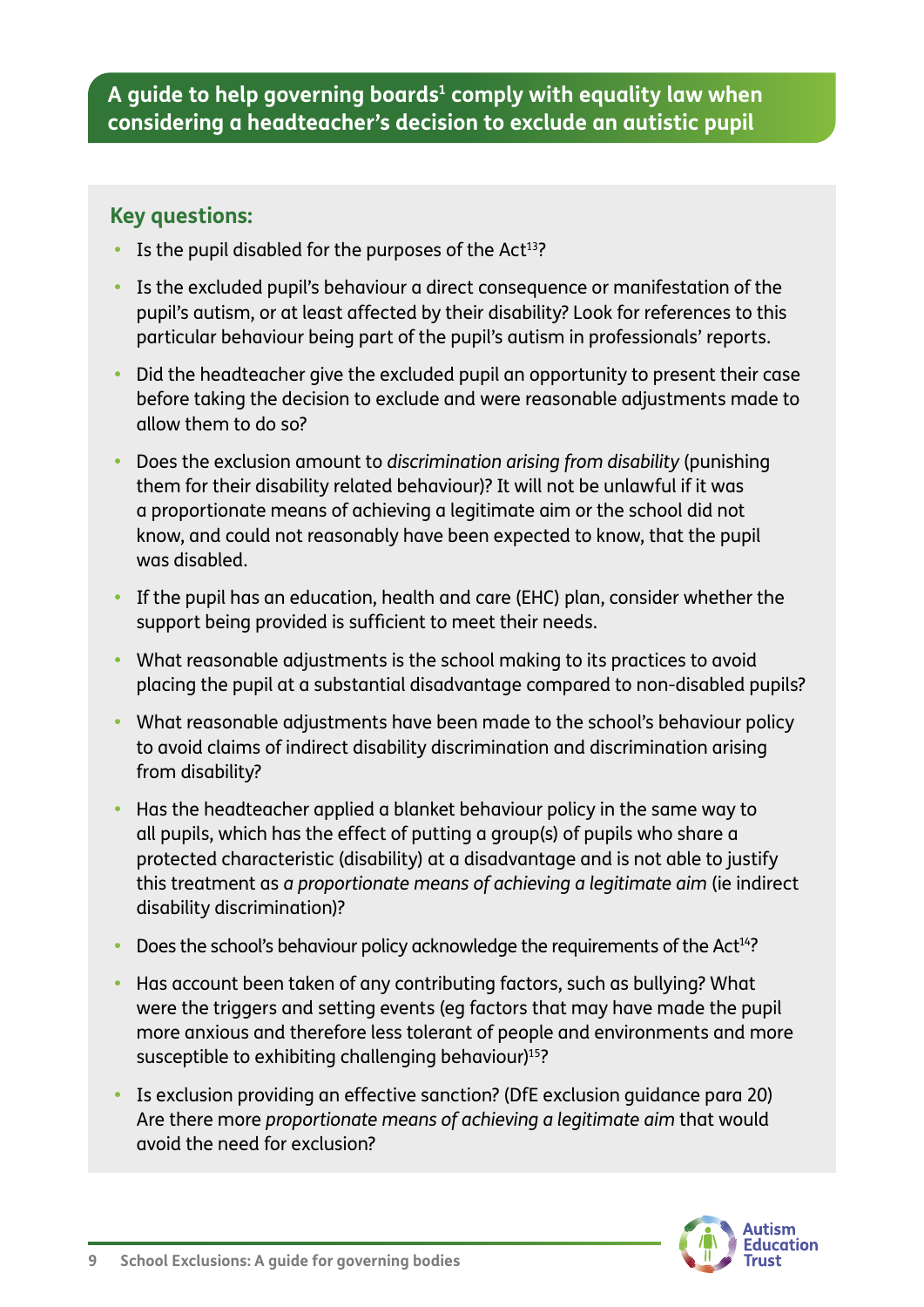## A guide to help governing boards[1] comply with equality law when considering a headteacher's decision to exclude an autistic pupil

### Key questions:

- Is the pupil disabled for the purposes of the Act[13]?
- Is the excluded pupil's behaviour a direct consequence or manifestation of the pupil's autism, or at least affected by their disability? Look for references to this particular behaviour being part of the pupil's autism in professionals' reports.
- Did the headteacher give the excluded pupil an opportunity to present their case before taking the decision to exclude and were reasonable adjustments made to allow them to do so?
- Does the exclusion amount to *discrimination arising from disability* (punishing them for their disability related behaviour)? It will not be unlawful if it was a proportionate means of achieving a legitimate aim or the school did not know, and could not reasonably have been expected to know, that the pupil was disabled.
- If the pupil has an education, health and care (EHC) plan, consider whether the support being provided is sufficient to meet their needs.
- What reasonable adjustments is the school making to its practices to avoid placing the pupil at a substantial disadvantage compared to non-disabled pupils?
- What reasonable adjustments have been made to the school's behaviour policy to avoid claims of indirect disability discrimination and discrimination arising from disability?
- Has the headteacher applied a blanket behaviour policy in the same way to all pupils, which has the effect of putting a group(s) of pupils who share a protected characteristic (disability) at a disadvantage and is not able to justify this treatment as *a proportionate means of achieving a legitimate aim* (ie indirect disability discrimination)?
- Does the school's behaviour policy acknowledge the requirements of the Act[14]?
- Has account been taken of any contributing factors, such as bullying? What were the triggers and setting events (eg factors that may have made the pupil more anxious and therefore less tolerant of people and environments and more susceptible to exhibiting challenging behaviour)[15]?
- Is exclusion providing an effective sanction? (DfE exclusion guidance para 20) Are there more *proportionate means of achieving a legitimate aim* that would avoid the need for exclusion?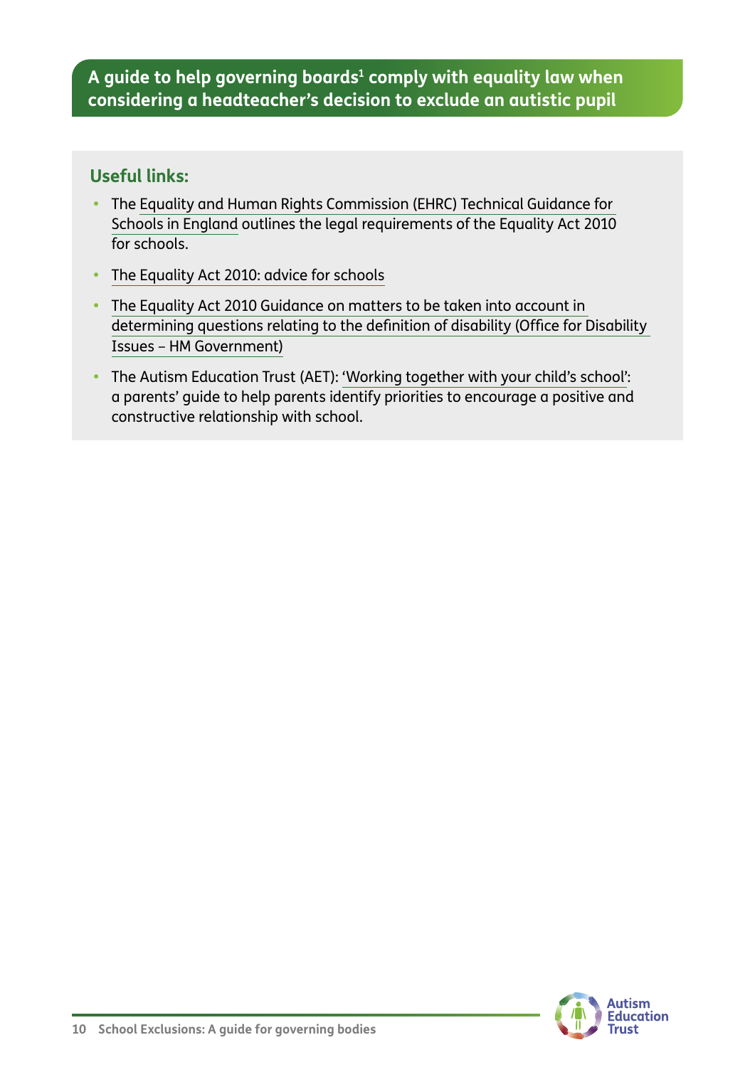## A guide to help governing boards[1] comply with equality law when considering a headteacher's decision to exclude an autistic pupil

### Useful links:

- The Equality and Human Rights Commission (EHRC) Technical Guidance for Schools in England outlines the legal requirements of the Equality Act 2010 for schools.
- The Equality Act 2010: advice for schools
- The Equality Act 2010 Guidance on matters to be taken into account in determining questions relating to the definition of disability (Office for Disability Issues – HM Government)
- The Autism Education Trust (AET): 'Working together with your child's school': a parents' guide to help parents identify priorities to encourage a positive and constructive relationship with school.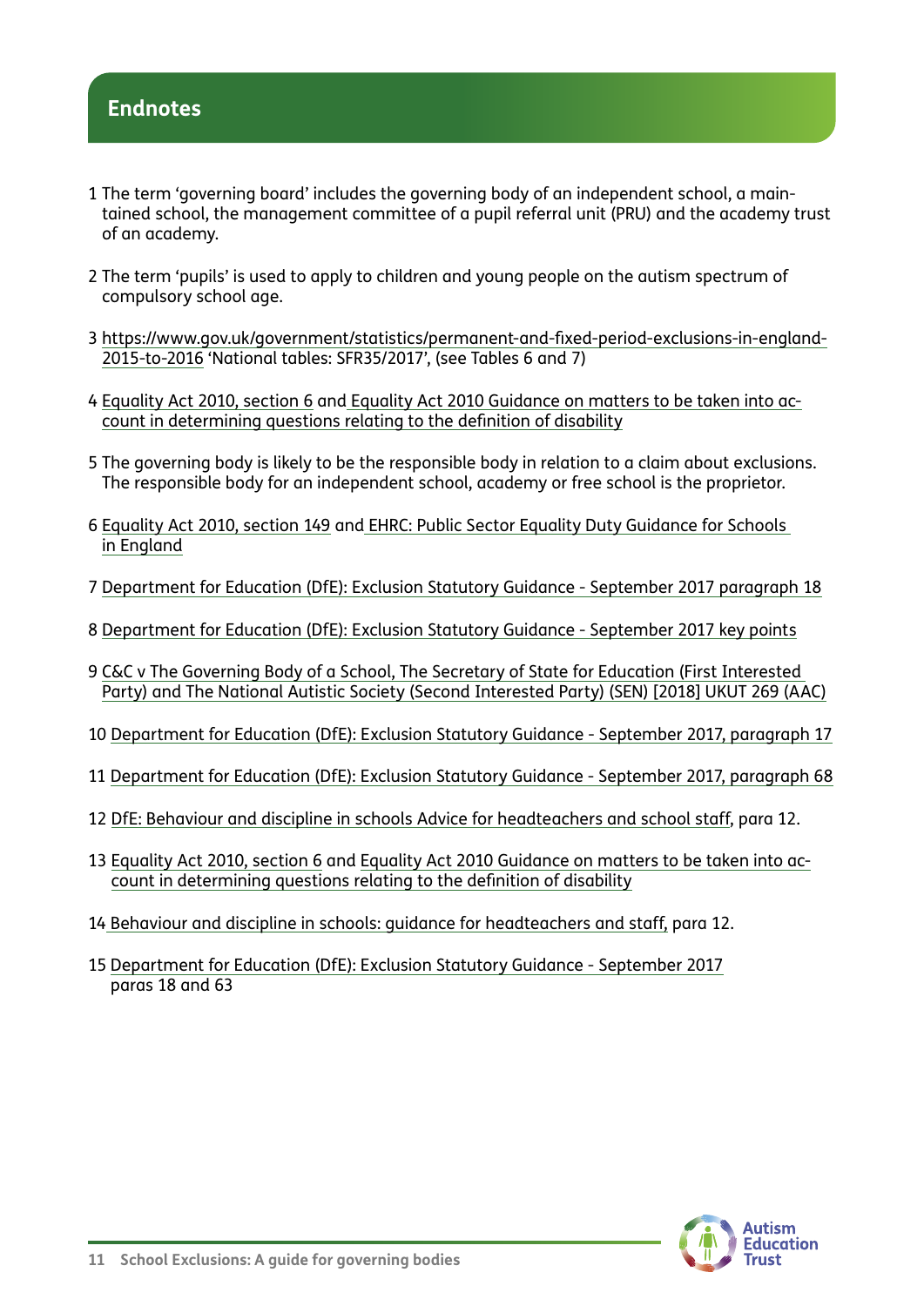## Endnotes

1 The term 'governing board' includes the governing body of an independent school, a maintained school, the management committee of a pupil referral unit (PRU) and the academy trust of an academy.

2 The term 'pupils' is used to apply to children and young people on the autism spectrum of compulsory school age.

3 https://www.gov.uk/government/statistics/permanent-and-fixed-period-exclusions-in-england-2015-to-2016 'National tables: SFR35/2017', (see Tables 6 and 7)

4 Equality Act 2010, section 6 and Equality Act 2010 Guidance on matters to be taken into account in determining questions relating to the definition of disability

5 The governing body is likely to be the responsible body in relation to a claim about exclusions. The responsible body for an independent school, academy or free school is the proprietor.

6 Equality Act 2010, section 149 and EHRC: Public Sector Equality Duty Guidance for Schools in England

7 Department for Education (DfE): Exclusion Statutory Guidance - September 2017 paragraph 18

8 Department for Education (DfE): Exclusion Statutory Guidance - September 2017 key points

9 C&C v The Governing Body of a School, The Secretary of State for Education (First Interested Party) and The National Autistic Society (Second Interested Party) (SEN) [2018] UKUT 269 (AAC)

10 Department for Education (DfE): Exclusion Statutory Guidance - September 2017, paragraph 17

11 Department for Education (DfE): Exclusion Statutory Guidance - September 2017, paragraph 68

12 DfE: Behaviour and discipline in schools Advice for headteachers and school staff, para 12.

13 Equality Act 2010, section 6 and Equality Act 2010 Guidance on matters to be taken into account in determining questions relating to the definition of disability

14 Behaviour and discipline in schools: guidance for headteachers and staff, para 12.

15 Department for Education (DfE): Exclusion Statutory Guidance - September 2017 paras 18 and 63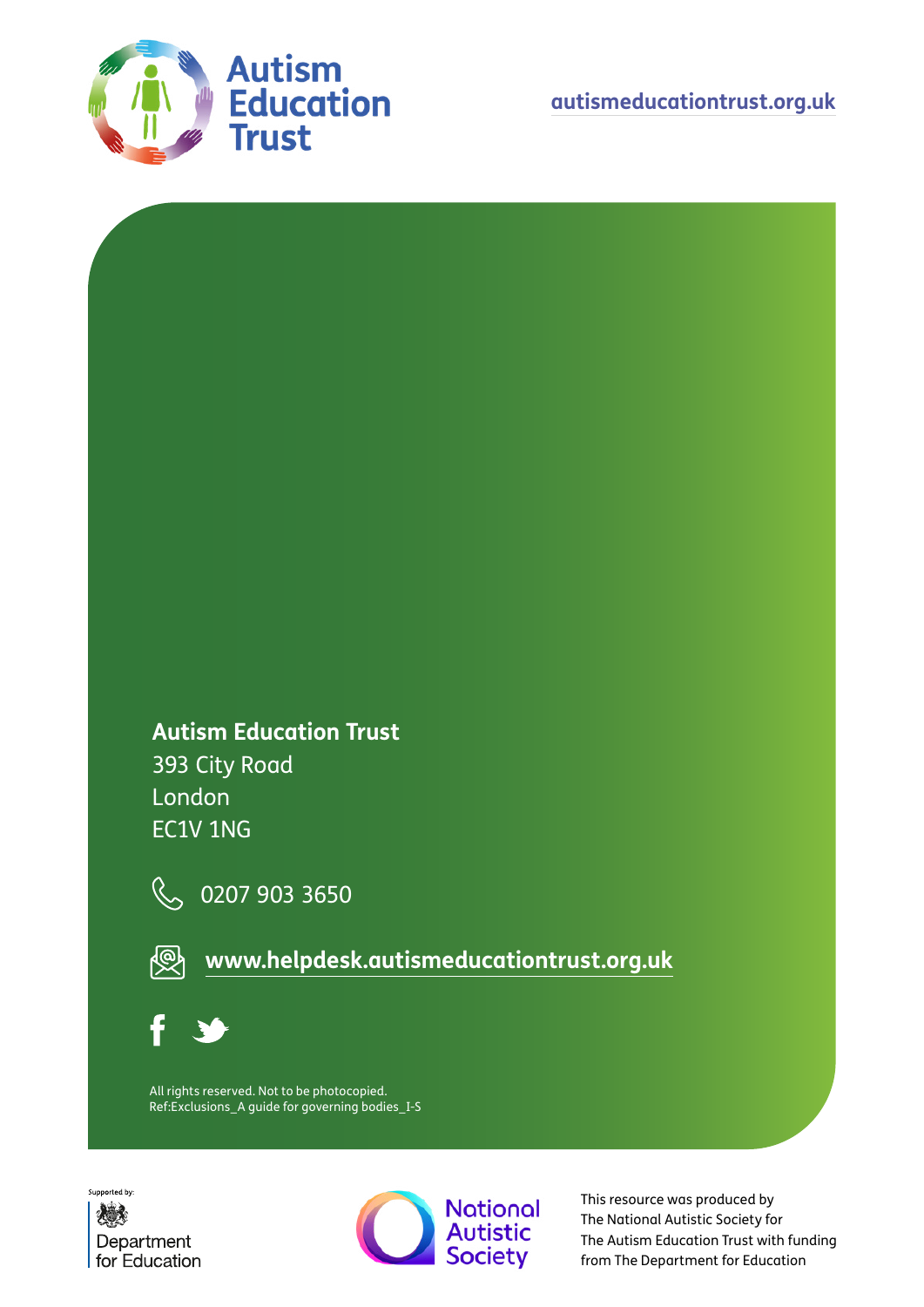Autism Education Trust

autismeducationtrust.org.uk

**Autism Education Trust**
393 City Road
London
EC1V 1NG

0207 903 3650

**www.helpdesk.autismeducationtrust.org.uk**

All rights reserved. Not to be photocopied.
Ref:Exclusions_A guide for governing bodies_I-S

Supported by:
Department for Education

National Autistic Society

This resource was produced by The National Autistic Society for The Autism Education Trust with funding from The Department for Education